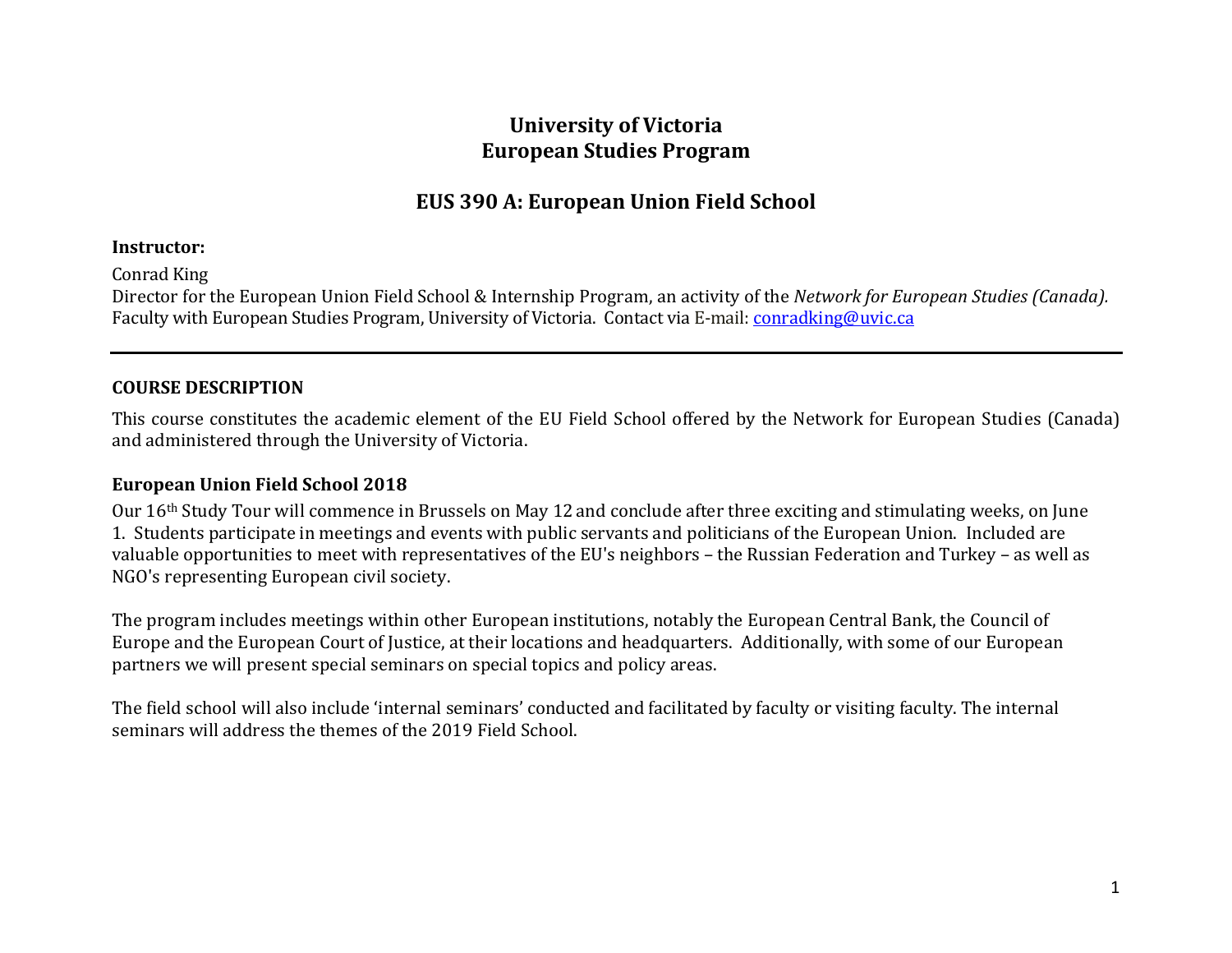# University of Victoria
# European Studies Program

## EUS 390 A: European Union Field School

**Instructor:**

Conrad King
Director for the European Union Field School & Internship Program, an activity of the *Network for European Studies (Canada).*
Faculty with European Studies Program, University of Victoria. Contact via E-mail: conradking@uvic.ca

---

### COURSE DESCRIPTION

This course constitutes the academic element of the EU Field School offered by the Network for European Studies (Canada) and administered through the University of Victoria.

### European Union Field School 2018

Our 16th Study Tour will commence in Brussels on May 12 and conclude after three exciting and stimulating weeks, on June 1. Students participate in meetings and events with public servants and politicians of the European Union. Included are valuable opportunities to meet with representatives of the EU's neighbors – the Russian Federation and Turkey – as well as NGO's representing European civil society.

The program includes meetings within other European institutions, notably the European Central Bank, the Council of Europe and the European Court of Justice, at their locations and headquarters. Additionally, with some of our European partners we will present special seminars on special topics and policy areas.

The field school will also include 'internal seminars' conducted and facilitated by faculty or visiting faculty. The internal seminars will address the themes of the 2019 Field School.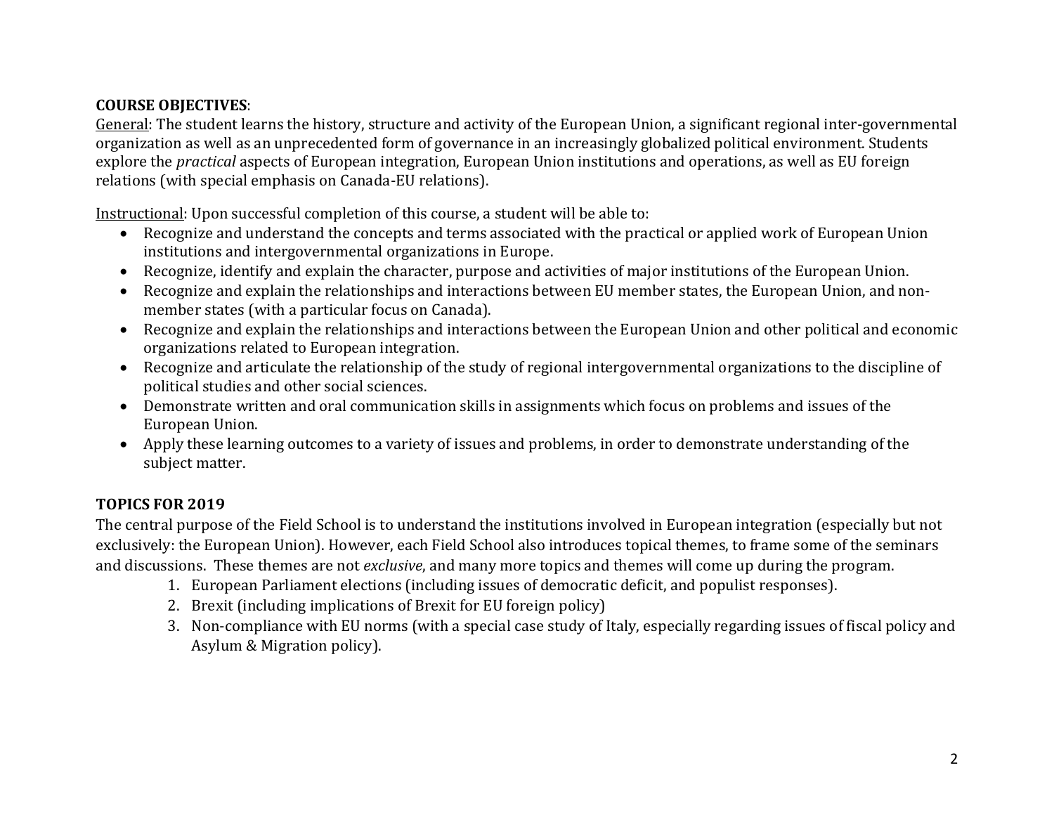**COURSE OBJECTIVES**:

General: The student learns the history, structure and activity of the European Union, a significant regional inter-governmental organization as well as an unprecedented form of governance in an increasingly globalized political environment. Students explore the *practical* aspects of European integration, European Union institutions and operations, as well as EU foreign relations (with special emphasis on Canada-EU relations).

Instructional: Upon successful completion of this course, a student will be able to:

- Recognize and understand the concepts and terms associated with the practical or applied work of European Union institutions and intergovernmental organizations in Europe.
- Recognize, identify and explain the character, purpose and activities of major institutions of the European Union.
- Recognize and explain the relationships and interactions between EU member states, the European Union, and non-member states (with a particular focus on Canada).
- Recognize and explain the relationships and interactions between the European Union and other political and economic organizations related to European integration.
- Recognize and articulate the relationship of the study of regional intergovernmental organizations to the discipline of political studies and other social sciences.
- Demonstrate written and oral communication skills in assignments which focus on problems and issues of the European Union.
- Apply these learning outcomes to a variety of issues and problems, in order to demonstrate understanding of the subject matter.

**TOPICS FOR 2019**

The central purpose of the Field School is to understand the institutions involved in European integration (especially but not exclusively: the European Union). However, each Field School also introduces topical themes, to frame some of the seminars and discussions. These themes are not *exclusive*, and many more topics and themes will come up during the program.

1. European Parliament elections (including issues of democratic deficit, and populist responses).
2. Brexit (including implications of Brexit for EU foreign policy)
3. Non-compliance with EU norms (with a special case study of Italy, especially regarding issues of fiscal policy and Asylum & Migration policy).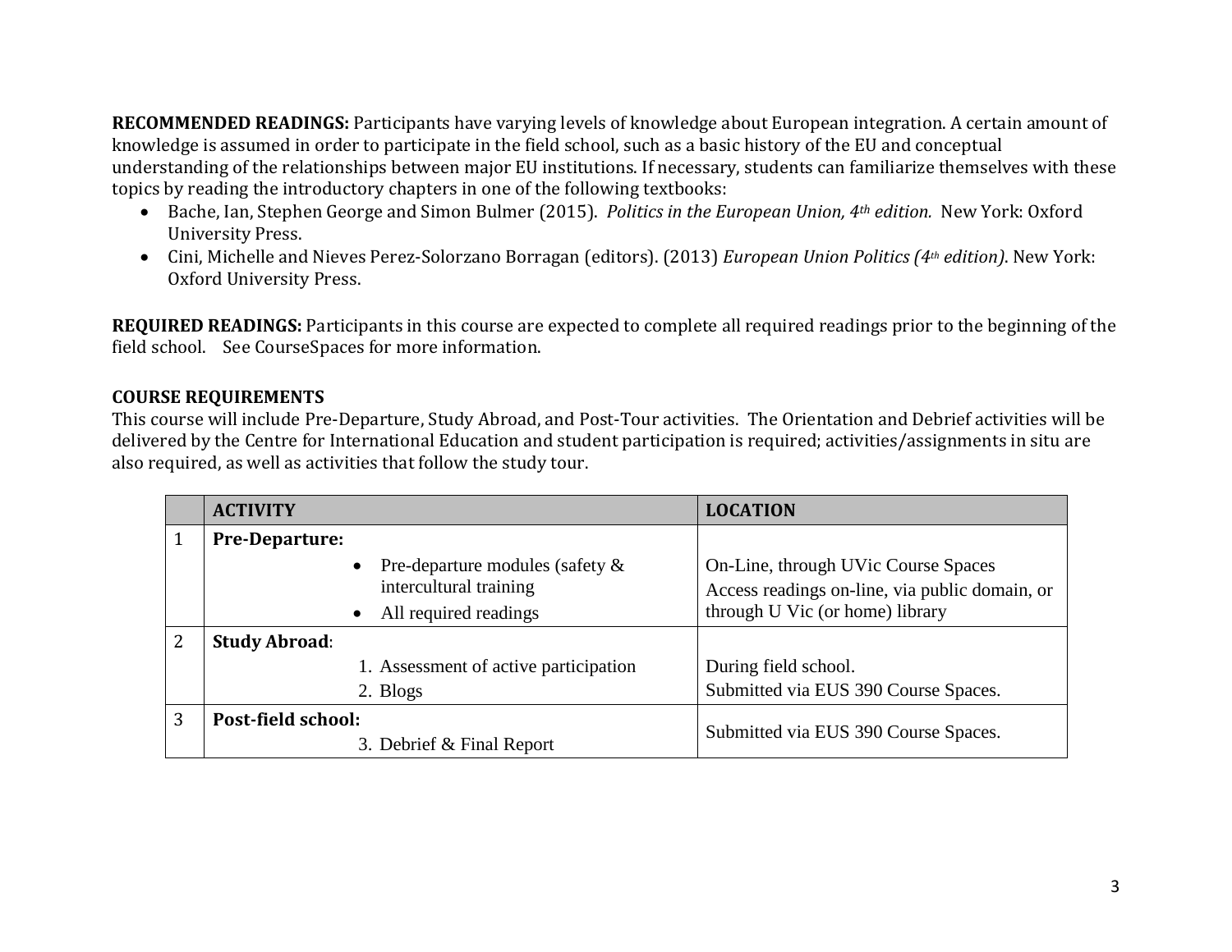**RECOMMENDED READINGS:** Participants have varying levels of knowledge about European integration. A certain amount of knowledge is assumed in order to participate in the field school, such as a basic history of the EU and conceptual understanding of the relationships between major EU institutions. If necessary, students can familiarize themselves with these topics by reading the introductory chapters in one of the following textbooks:

- Bache, Ian, Stephen George and Simon Bulmer (2015). *Politics in the European Union, 4th edition.* New York: Oxford University Press.
- Cini, Michelle and Nieves Perez-Solorzano Borragan (editors). (2013) *European Union Politics (4th edition)*. New York: Oxford University Press.

**REQUIRED READINGS:** Participants in this course are expected to complete all required readings prior to the beginning of the field school. See CourseSpaces for more information.

**COURSE REQUIREMENTS**

This course will include Pre-Departure, Study Abroad, and Post-Tour activities. The Orientation and Debrief activities will be delivered by the Centre for International Education and student participation is required; activities/assignments in situ are also required, as well as activities that follow the study tour.

| | ACTIVITY | LOCATION |
|---|---|---|
| 1 | **Pre-Departure:**<br>• Pre-departure modules (safety & intercultural training<br>• All required readings | On-Line, through UVic Course Spaces<br>Access readings on-line, via public domain, or through U Vic (or home) library |
| 2 | **Study Abroad**:<br>1. Assessment of active participation<br>2. Blogs | During field school.<br>Submitted via EUS 390 Course Spaces. |
| 3 | **Post-field school:**<br>3. Debrief & Final Report | Submitted via EUS 390 Course Spaces. |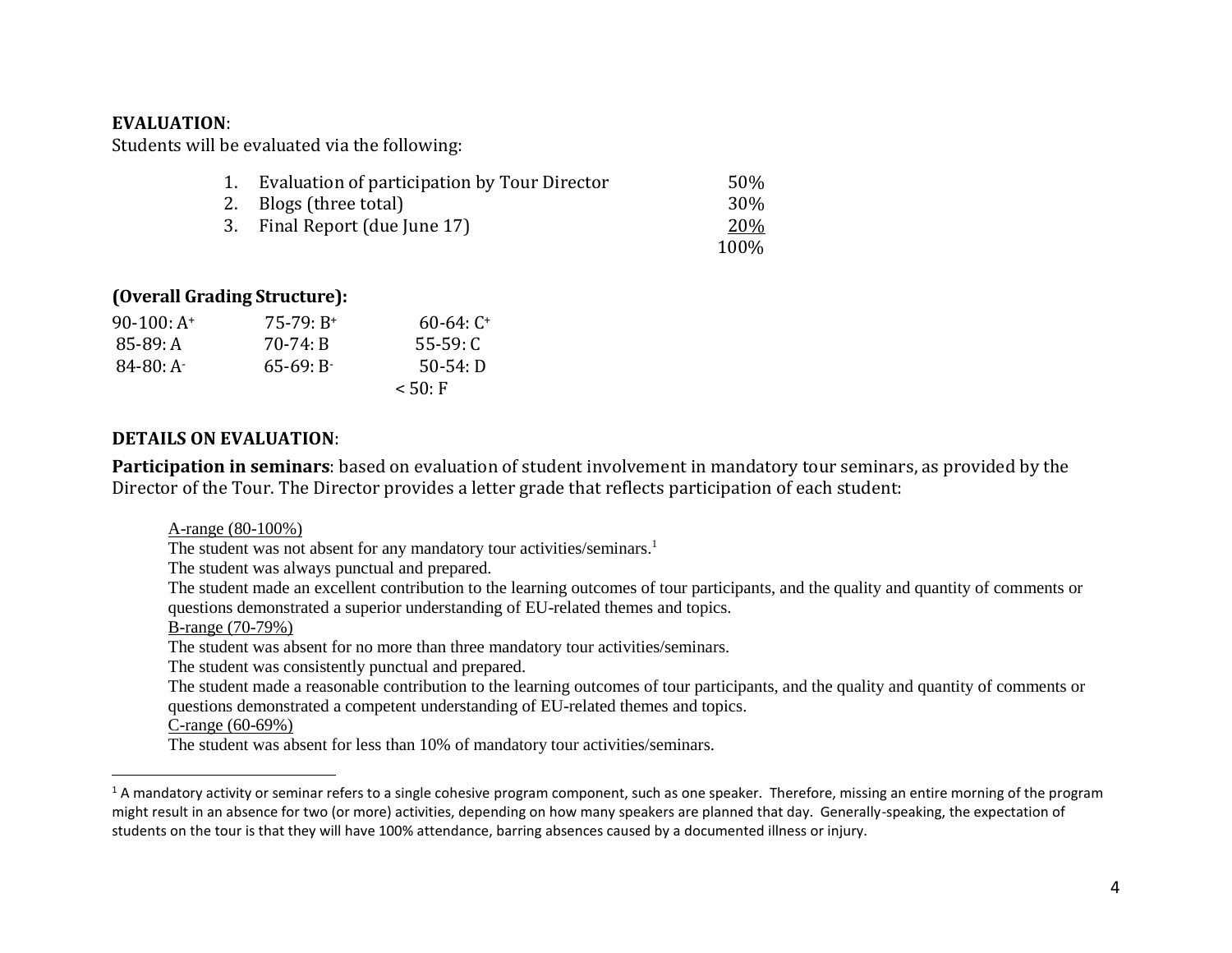**EVALUATION**:
Students will be evaluated via the following:

| | | |
|---|---|---|
| 1. | Evaluation of participation by Tour Director | 50% |
| 2. | Blogs (three total) | 30% |
| 3. | Final Report (due June 17) | 20% |
| | | 100% |

**(Overall Grading Structure):**

| | | |
|---|---|---|
| 90-100: A+ | 75-79: B+ | 60-64: C+ |
| 85-89: A | 70-74: B | 55-59: C |
| 84-80: A- | 65-69: B- | 50-54: D |
| | | < 50: F |

**DETAILS ON EVALUATION**:

**Participation in seminars**: based on evaluation of student involvement in mandatory tour seminars, as provided by the Director of the Tour. The Director provides a letter grade that reflects participation of each student:

A-range (80-100%)
The student was not absent for any mandatory tour activities/seminars.[1]
The student was always punctual and prepared.
The student made an excellent contribution to the learning outcomes of tour participants, and the quality and quantity of comments or questions demonstrated a superior understanding of EU-related themes and topics.
B-range (70-79%)
The student was absent for no more than three mandatory tour activities/seminars.
The student was consistently punctual and prepared.
The student made a reasonable contribution to the learning outcomes of tour participants, and the quality and quantity of comments or questions demonstrated a competent understanding of EU-related themes and topics.
C-range (60-69%)
The student was absent for less than 10% of mandatory tour activities/seminars.

[1] A mandatory activity or seminar refers to a single cohesive program component, such as one speaker. Therefore, missing an entire morning of the program might result in an absence for two (or more) activities, depending on how many speakers are planned that day. Generally-speaking, the expectation of students on the tour is that they will have 100% attendance, barring absences caused by a documented illness or injury.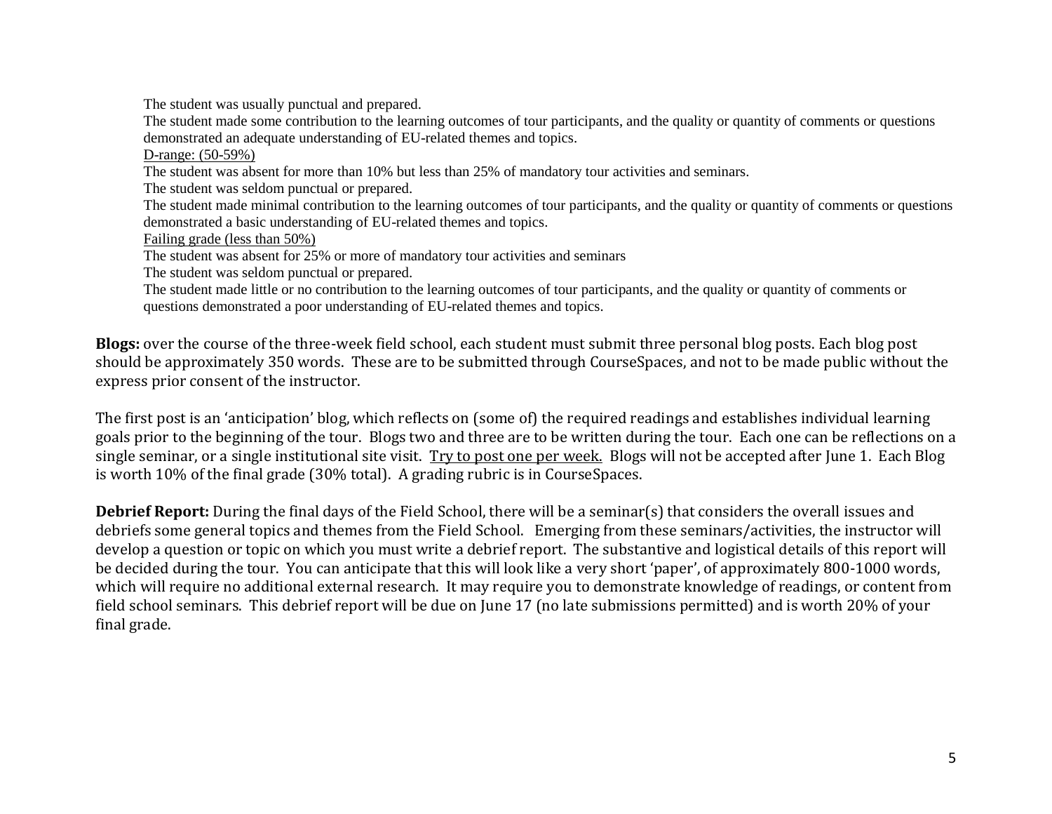The student was usually punctual and prepared.

The student made some contribution to the learning outcomes of tour participants, and the quality or quantity of comments or questions demonstrated an adequate understanding of EU-related themes and topics.

<u>D-range: (50-59%)</u>

The student was absent for more than 10% but less than 25% of mandatory tour activities and seminars.

The student was seldom punctual or prepared.

The student made minimal contribution to the learning outcomes of tour participants, and the quality or quantity of comments or questions demonstrated a basic understanding of EU-related themes and topics.

<u>Failing grade (less than 50%)</u>

The student was absent for 25% or more of mandatory tour activities and seminars

The student was seldom punctual or prepared.

The student made little or no contribution to the learning outcomes of tour participants, and the quality or quantity of comments or questions demonstrated a poor understanding of EU-related themes and topics.

**Blogs:** over the course of the three-week field school, each student must submit three personal blog posts. Each blog post should be approximately 350 words. These are to be submitted through CourseSpaces, and not to be made public without the express prior consent of the instructor.

The first post is an 'anticipation' blog, which reflects on (some of) the required readings and establishes individual learning goals prior to the beginning of the tour. Blogs two and three are to be written during the tour. Each one can be reflections on a single seminar, or a single institutional site visit. <u>Try to post one per week.</u> Blogs will not be accepted after June 1. Each Blog is worth 10% of the final grade (30% total). A grading rubric is in CourseSpaces.

**Debrief Report:** During the final days of the Field School, there will be a seminar(s) that considers the overall issues and debriefs some general topics and themes from the Field School. Emerging from these seminars/activities, the instructor will develop a question or topic on which you must write a debrief report. The substantive and logistical details of this report will be decided during the tour. You can anticipate that this will look like a very short 'paper', of approximately 800-1000 words, which will require no additional external research. It may require you to demonstrate knowledge of readings, or content from field school seminars. This debrief report will be due on June 17 (no late submissions permitted) and is worth 20% of your final grade.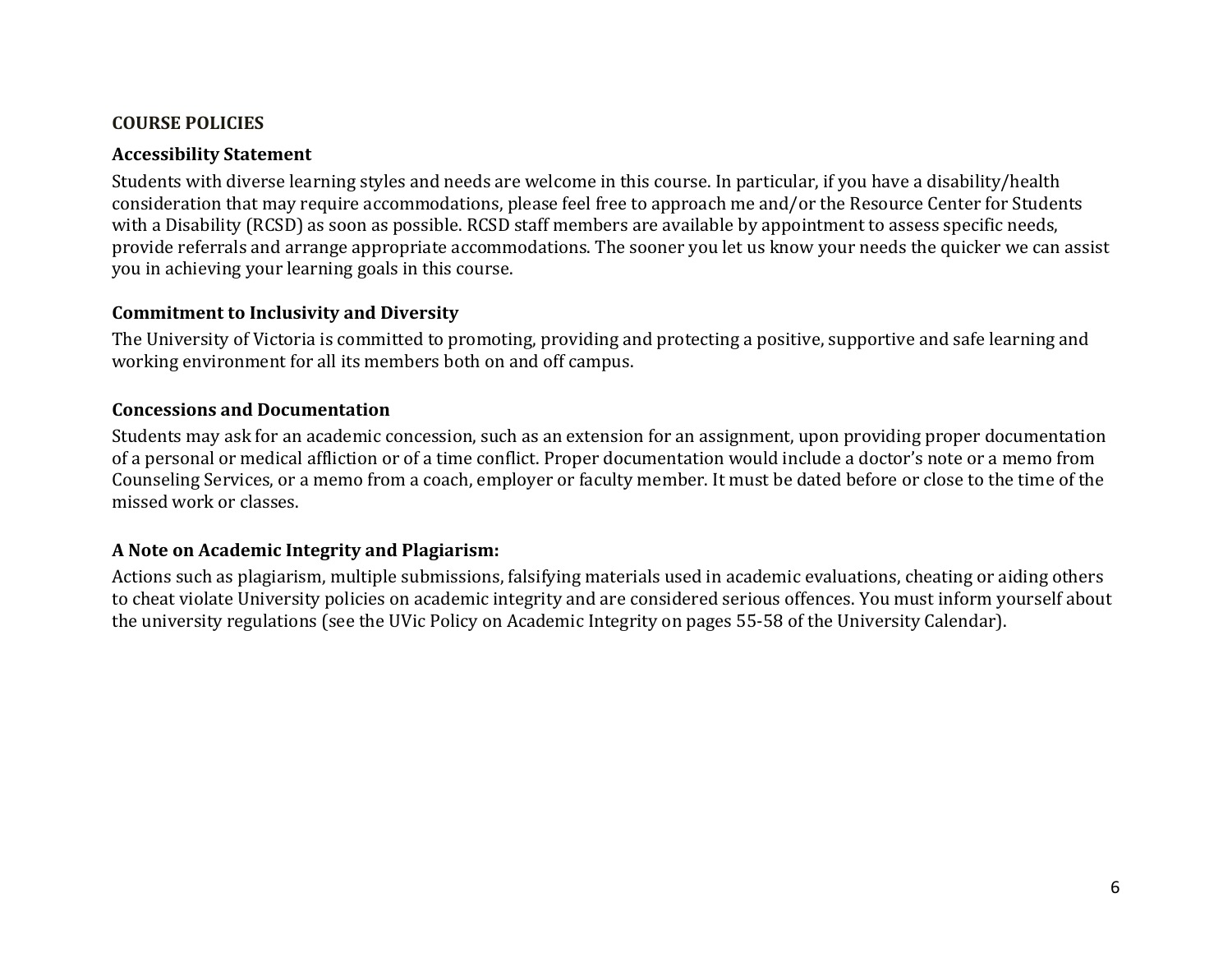## COURSE POLICIES

### Accessibility Statement

Students with diverse learning styles and needs are welcome in this course. In particular, if you have a disability/health consideration that may require accommodations, please feel free to approach me and/or the Resource Center for Students with a Disability (RCSD) as soon as possible. RCSD staff members are available by appointment to assess specific needs, provide referrals and arrange appropriate accommodations. The sooner you let us know your needs the quicker we can assist you in achieving your learning goals in this course.

### Commitment to Inclusivity and Diversity

The University of Victoria is committed to promoting, providing and protecting a positive, supportive and safe learning and working environment for all its members both on and off campus.

### Concessions and Documentation

Students may ask for an academic concession, such as an extension for an assignment, upon providing proper documentation of a personal or medical affliction or of a time conflict. Proper documentation would include a doctor's note or a memo from Counseling Services, or a memo from a coach, employer or faculty member. It must be dated before or close to the time of the missed work or classes.

### A Note on Academic Integrity and Plagiarism:

Actions such as plagiarism, multiple submissions, falsifying materials used in academic evaluations, cheating or aiding others to cheat violate University policies on academic integrity and are considered serious offences. You must inform yourself about the university regulations (see the UVic Policy on Academic Integrity on pages 55-58 of the University Calendar).